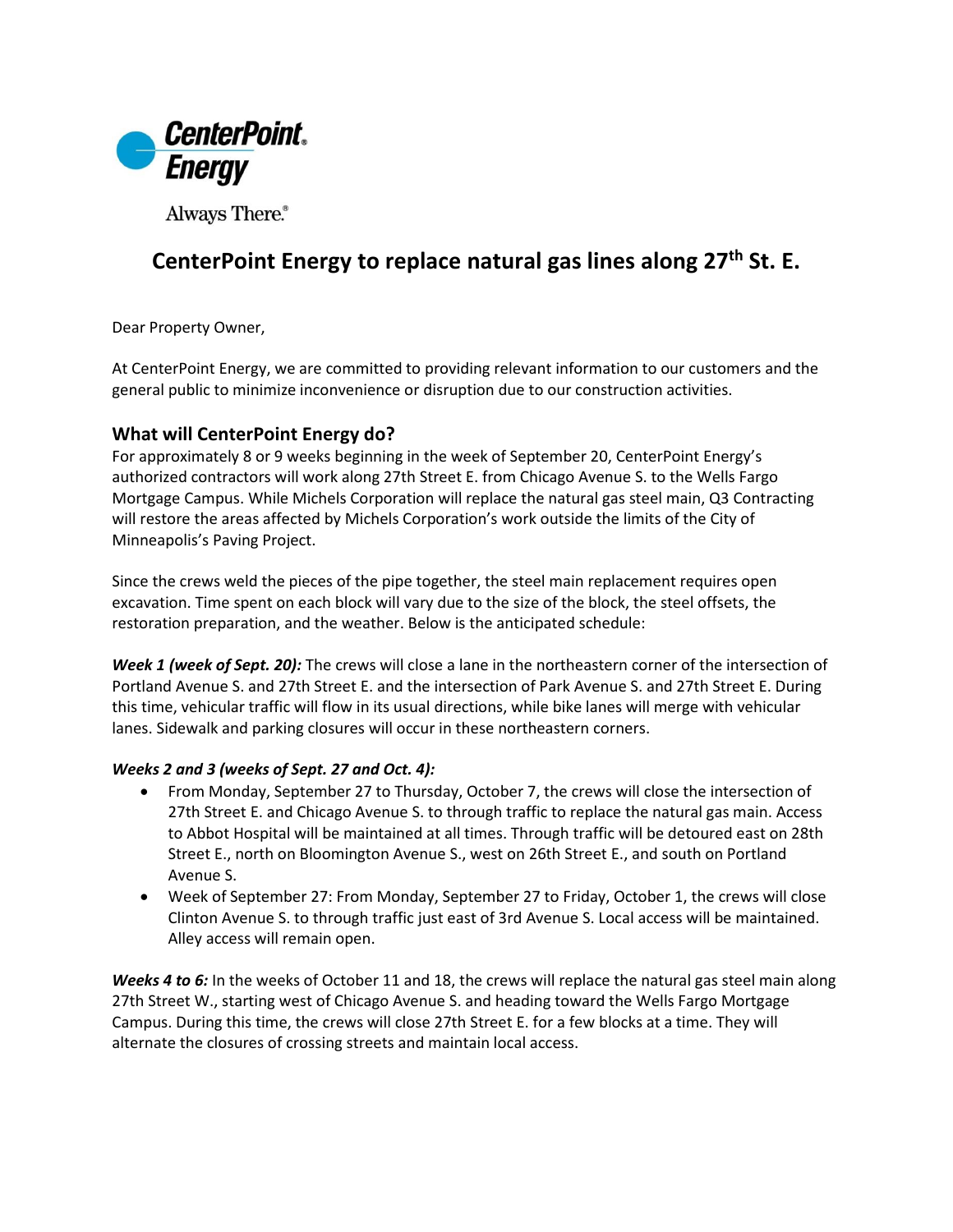CenterPoint Energy

Always There.®

# CenterPoint Energy to replace natural gas lines along 27th St. E.

Dear Property Owner,

At CenterPoint Energy, we are committed to providing relevant information to our customers and the general public to minimize inconvenience or disruption due to our construction activities.

## What will CenterPoint Energy do?

For approximately 8 or 9 weeks beginning in the week of September 20, CenterPoint Energy's authorized contractors will work along 27th Street E. from Chicago Avenue S. to the Wells Fargo Mortgage Campus. While Michels Corporation will replace the natural gas steel main, Q3 Contracting will restore the areas affected by Michels Corporation's work outside the limits of the City of Minneapolis's Paving Project.

Since the crews weld the pieces of the pipe together, the steel main replacement requires open excavation. Time spent on each block will vary due to the size of the block, the steel offsets, the restoration preparation, and the weather. Below is the anticipated schedule:

***Week 1 (week of Sept. 20):*** The crews will close a lane in the northeastern corner of the intersection of Portland Avenue S. and 27th Street E. and the intersection of Park Avenue S. and 27th Street E. During this time, vehicular traffic will flow in its usual directions, while bike lanes will merge with vehicular lanes. Sidewalk and parking closures will occur in these northeastern corners.

***Weeks 2 and 3 (weeks of Sept. 27 and Oct. 4):***

- From Monday, September 27 to Thursday, October 7, the crews will close the intersection of 27th Street E. and Chicago Avenue S. to through traffic to replace the natural gas main. Access to Abbot Hospital will be maintained at all times. Through traffic will be detoured east on 28th Street E., north on Bloomington Avenue S., west on 26th Street E., and south on Portland Avenue S.
- Week of September 27: From Monday, September 27 to Friday, October 1, the crews will close Clinton Avenue S. to through traffic just east of 3rd Avenue S. Local access will be maintained. Alley access will remain open.

***Weeks 4 to 6:*** In the weeks of October 11 and 18, the crews will replace the natural gas steel main along 27th Street W., starting west of Chicago Avenue S. and heading toward the Wells Fargo Mortgage Campus. During this time, the crews will close 27th Street E. for a few blocks at a time. They will alternate the closures of crossing streets and maintain local access.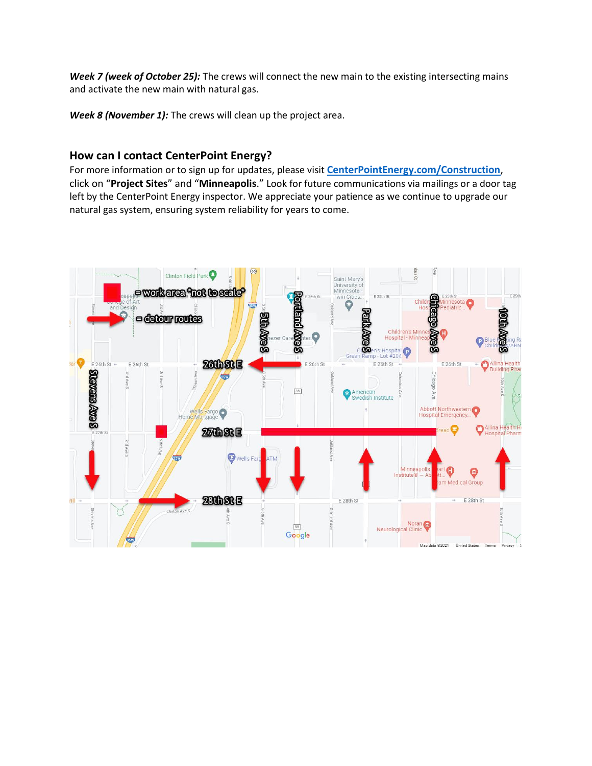***Week 7 (week of October 25):*** The crews will connect the new main to the existing intersecting mains and activate the new main with natural gas.

***Week 8 (November 1):*** The crews will clean up the project area.

## How can I contact CenterPoint Energy?

For more information or to sign up for updates, please visit **[CenterPointEnergy.com/Construction](CenterPointEnergy.com/Construction)**, click on "**Project Sites**" and "**Minneapolis**." Look for future communications via mailings or a door tag left by the CenterPoint Energy inspector. We appreciate your patience as we continue to upgrade our natural gas system, ensuring system reliability for years to come.

= work area *not to scale*

= detour routes

Stevens Ave S

5th Ave S

Portland Ave S

Park Ave S

Chicago Ave S

10th Ave S

26th St E

27th St E

28th St E